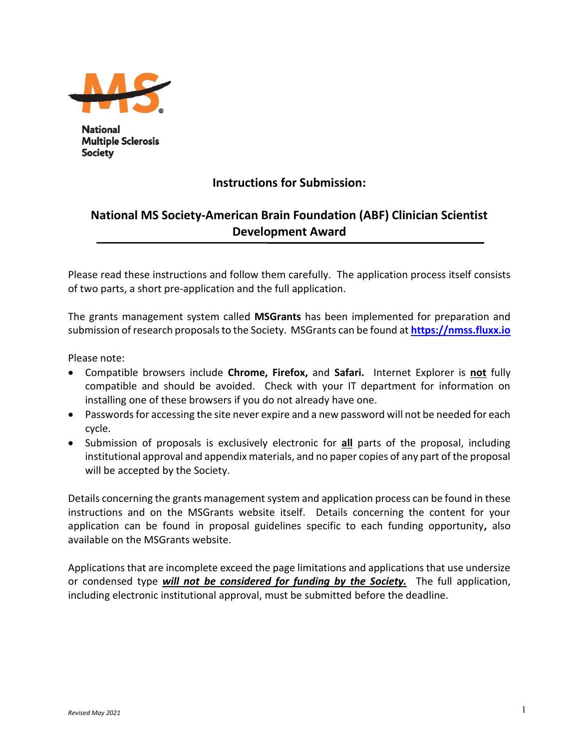National Multiple Sclerosis Society

## Instructions for Submission:

## National MS Society-American Brain Foundation (ABF) Clinician Scientist Development Award

Please read these instructions and follow them carefully. The application process itself consists of two parts, a short pre-application and the full application.

The grants management system called **MSGrants** has been implemented for preparation and submission of research proposals to the Society. MSGrants can be found at **https://nmss.fluxx.io**

Please note:

- Compatible browsers include **Chrome, Firefox,** and **Safari.** Internet Explorer is **not** fully compatible and should be avoided. Check with your IT department for information on installing one of these browsers if you do not already have one.
- Passwords for accessing the site never expire and a new password will not be needed for each cycle.
- Submission of proposals is exclusively electronic for **all** parts of the proposal, including institutional approval and appendix materials, and no paper copies of any part of the proposal will be accepted by the Society.

Details concerning the grants management system and application process can be found in these instructions and on the MSGrants website itself. Details concerning the content for your application can be found in proposal guidelines specific to each funding opportunity**,** also available on the MSGrants website.

Applications that are incomplete exceed the page limitations and applications that use undersize or condensed type ***will not be considered for funding by the Society.*** The full application, including electronic institutional approval, must be submitted before the deadline.

*Revised May 2021*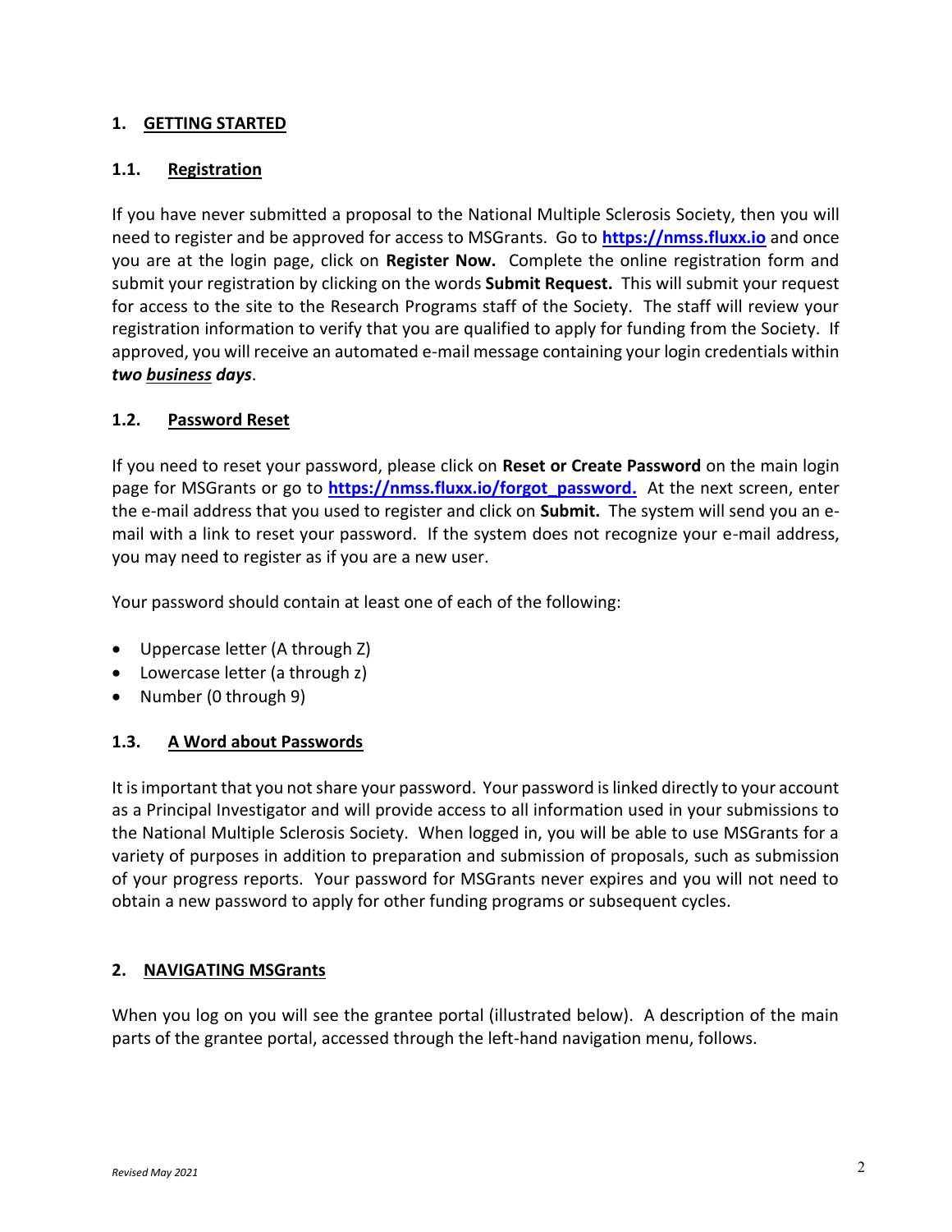## 1. GETTING STARTED

### 1.1. Registration

If you have never submitted a proposal to the National Multiple Sclerosis Society, then you will need to register and be approved for access to MSGrants. Go to **[https://nmss.fluxx.io](https://nmss.fluxx.io)** and once you are at the login page, click on **Register Now.** Complete the online registration form and submit your registration by clicking on the words **Submit Request.** This will submit your request for access to the site to the Research Programs staff of the Society. The staff will review your registration information to verify that you are qualified to apply for funding from the Society. If approved, you will receive an automated e-mail message containing your login credentials within ***two <u>business</u> days***.

### 1.2. Password Reset

If you need to reset your password, please click on **Reset or Create Password** on the main login page for MSGrants or go to **[https://nmss.fluxx.io/forgot_password.](https://nmss.fluxx.io/forgot_password)** At the next screen, enter the e-mail address that you used to register and click on **Submit.** The system will send you an e-mail with a link to reset your password. If the system does not recognize your e-mail address, you may need to register as if you are a new user.

Your password should contain at least one of each of the following:

- Uppercase letter (A through Z)
- Lowercase letter (a through z)
- Number (0 through 9)

### 1.3. A Word about Passwords

It is important that you not share your password. Your password is linked directly to your account as a Principal Investigator and will provide access to all information used in your submissions to the National Multiple Sclerosis Society. When logged in, you will be able to use MSGrants for a variety of purposes in addition to preparation and submission of proposals, such as submission of your progress reports. Your password for MSGrants never expires and you will not need to obtain a new password to apply for other funding programs or subsequent cycles.

## 2. NAVIGATING MSGrants

When you log on you will see the grantee portal (illustrated below). A description of the main parts of the grantee portal, accessed through the left-hand navigation menu, follows.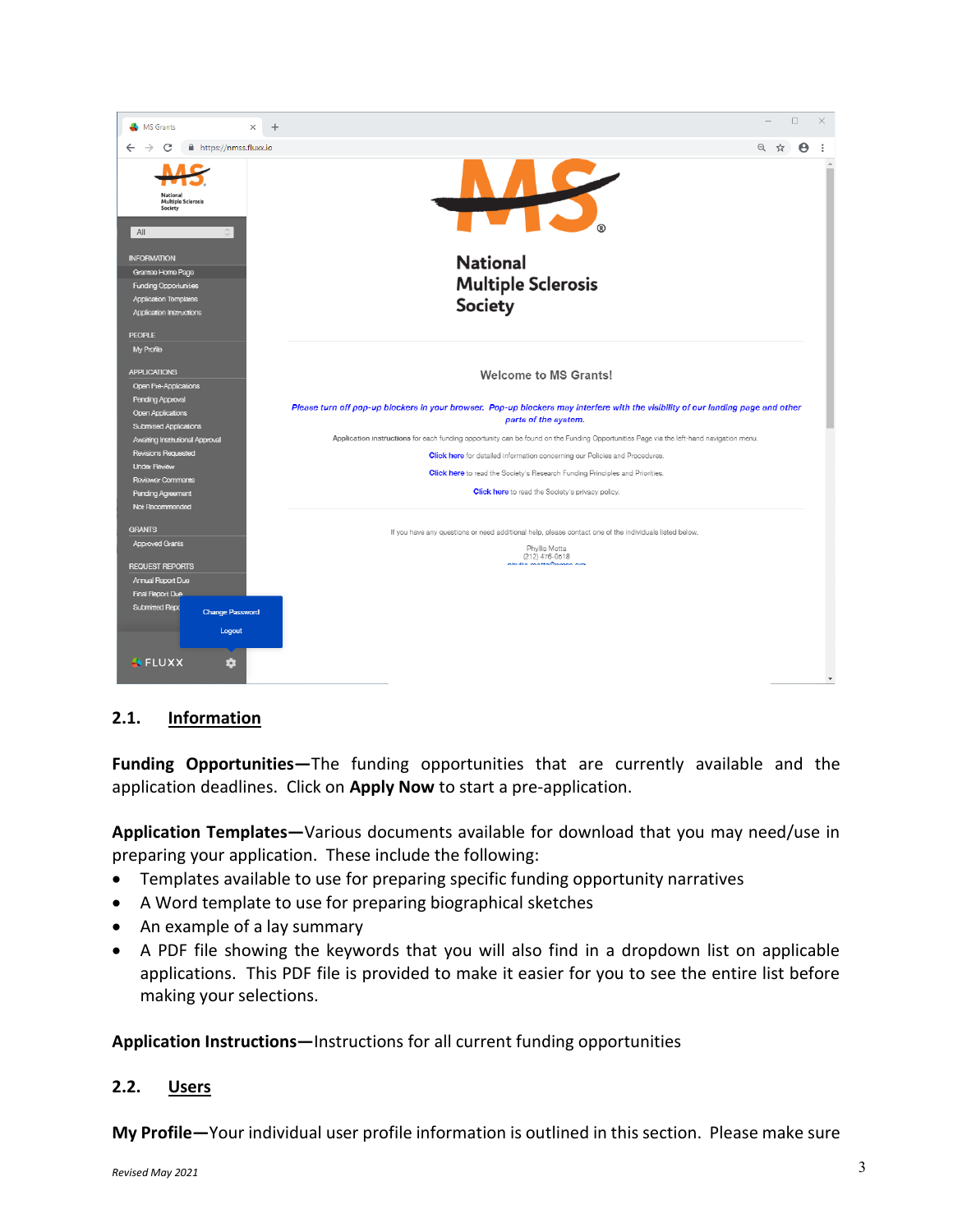## 2.1. Information

**Funding Opportunities—**The funding opportunities that are currently available and the application deadlines. Click on **Apply Now** to start a pre-application.

**Application Templates—**Various documents available for download that you may need/use in preparing your application. These include the following:

- Templates available to use for preparing specific funding opportunity narratives
- A Word template to use for preparing biographical sketches
- An example of a lay summary
- A PDF file showing the keywords that you will also find in a dropdown list on applicable applications. This PDF file is provided to make it easier for you to see the entire list before making your selections.

**Application Instructions—**Instructions for all current funding opportunities

## 2.2. Users

**My Profile—**Your individual user profile information is outlined in this section. Please make sure

*Revised May 2021*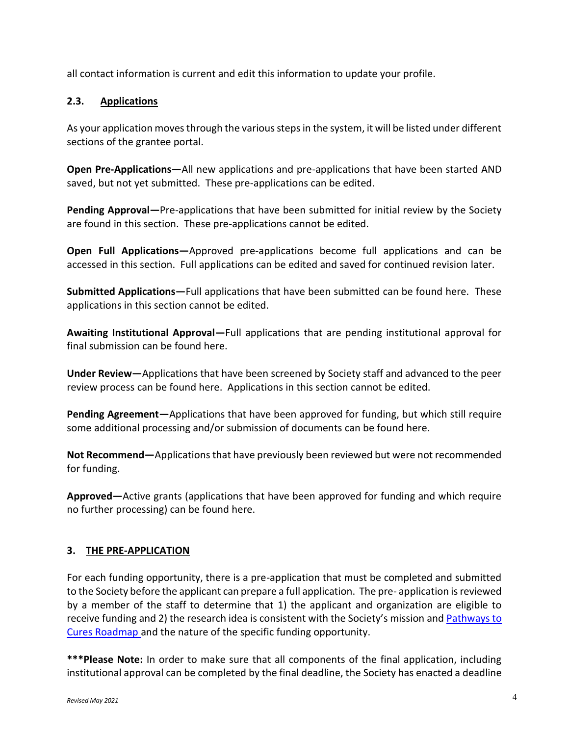all contact information is current and edit this information to update your profile.

### 2.3. Applications

As your application moves through the various steps in the system, it will be listed under different sections of the grantee portal.

**Open Pre-Applications—**All new applications and pre-applications that have been started AND saved, but not yet submitted. These pre-applications can be edited.

**Pending Approval—**Pre-applications that have been submitted for initial review by the Society are found in this section. These pre-applications cannot be edited.

**Open Full Applications—**Approved pre-applications become full applications and can be accessed in this section. Full applications can be edited and saved for continued revision later.

**Submitted Applications—**Full applications that have been submitted can be found here. These applications in this section cannot be edited.

**Awaiting Institutional Approval—**Full applications that are pending institutional approval for final submission can be found here.

**Under Review—**Applications that have been screened by Society staff and advanced to the peer review process can be found here. Applications in this section cannot be edited.

**Pending Agreement—**Applications that have been approved for funding, but which still require some additional processing and/or submission of documents can be found here.

**Not Recommend—**Applications that have previously been reviewed but were not recommended for funding.

**Approved—**Active grants (applications that have been approved for funding and which require no further processing) can be found here.

## 3. THE PRE-APPLICATION

For each funding opportunity, there is a pre-application that must be completed and submitted to the Society before the applicant can prepare a full application. The pre- application is reviewed by a member of the staff to determine that 1) the applicant and organization are eligible to receive funding and 2) the research idea is consistent with the Society's mission and Pathways to Cures Roadmap and the nature of the specific funding opportunity.

***__Please Note:__** In order to make sure that all components of the final application, including institutional approval can be completed by the final deadline, the Society has enacted a deadline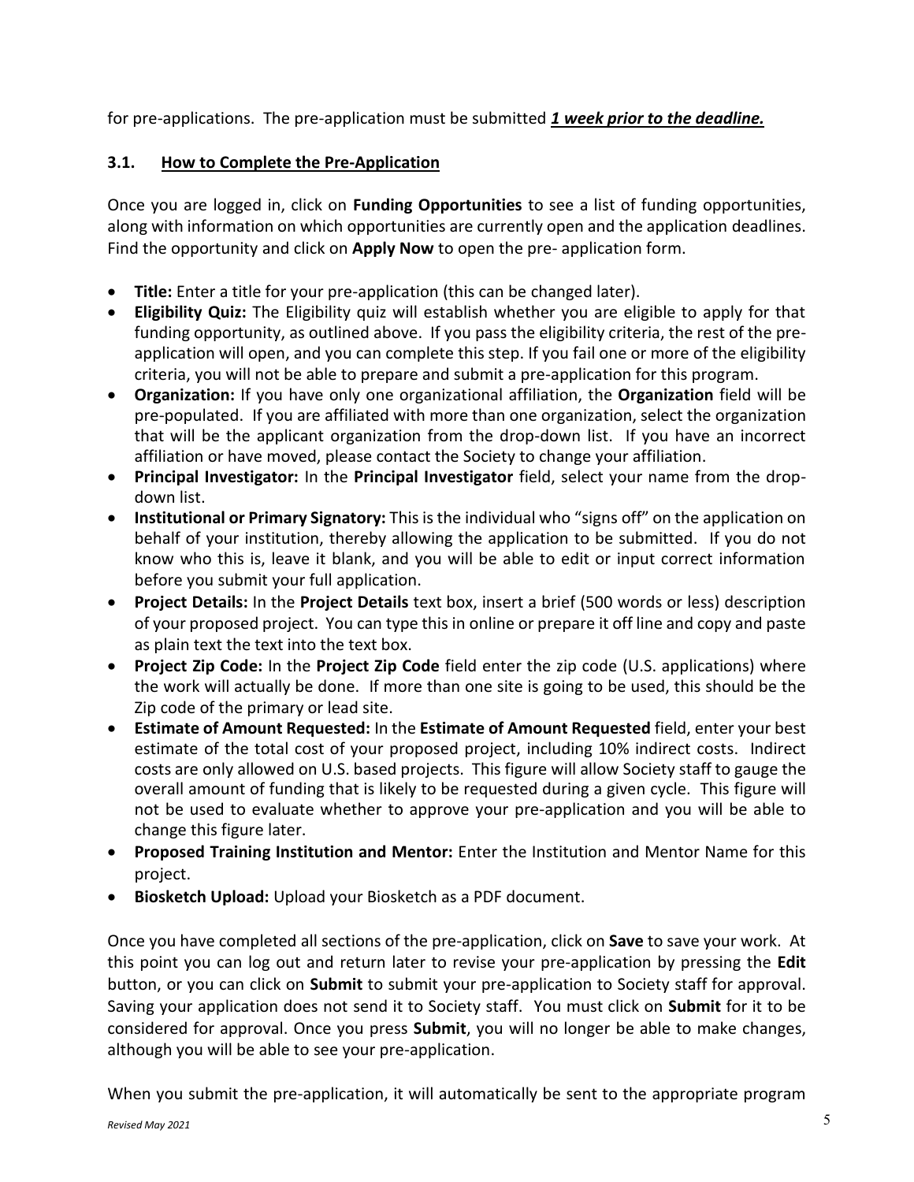for pre-applications. The pre-application must be submitted ***1 week prior to the deadline.***

### 3.1. How to Complete the Pre-Application

Once you are logged in, click on **Funding Opportunities** to see a list of funding opportunities, along with information on which opportunities are currently open and the application deadlines. Find the opportunity and click on **Apply Now** to open the pre- application form.

- **Title:** Enter a title for your pre-application (this can be changed later).
- **Eligibility Quiz:** The Eligibility quiz will establish whether you are eligible to apply for that funding opportunity, as outlined above. If you pass the eligibility criteria, the rest of the pre-application will open, and you can complete this step. If you fail one or more of the eligibility criteria, you will not be able to prepare and submit a pre-application for this program.
- **Organization:** If you have only one organizational affiliation, the **Organization** field will be pre-populated. If you are affiliated with more than one organization, select the organization that will be the applicant organization from the drop-down list. If you have an incorrect affiliation or have moved, please contact the Society to change your affiliation.
- **Principal Investigator:** In the **Principal Investigator** field, select your name from the drop-down list.
- **Institutional or Primary Signatory:** This is the individual who "signs off" on the application on behalf of your institution, thereby allowing the application to be submitted. If you do not know who this is, leave it blank, and you will be able to edit or input correct information before you submit your full application.
- **Project Details:** In the **Project Details** text box, insert a brief (500 words or less) description of your proposed project. You can type this in online or prepare it off line and copy and paste as plain text the text into the text box.
- **Project Zip Code:** In the **Project Zip Code** field enter the zip code (U.S. applications) where the work will actually be done. If more than one site is going to be used, this should be the Zip code of the primary or lead site.
- **Estimate of Amount Requested:** In the **Estimate of Amount Requested** field, enter your best estimate of the total cost of your proposed project, including 10% indirect costs. Indirect costs are only allowed on U.S. based projects. This figure will allow Society staff to gauge the overall amount of funding that is likely to be requested during a given cycle. This figure will not be used to evaluate whether to approve your pre-application and you will be able to change this figure later.
- **Proposed Training Institution and Mentor:** Enter the Institution and Mentor Name for this project.
- **Biosketch Upload:** Upload your Biosketch as a PDF document.

Once you have completed all sections of the pre-application, click on **Save** to save your work. At this point you can log out and return later to revise your pre-application by pressing the **Edit** button, or you can click on **Submit** to submit your pre-application to Society staff for approval. Saving your application does not send it to Society staff. You must click on **Submit** for it to be considered for approval. Once you press **Submit**, you will no longer be able to make changes, although you will be able to see your pre-application.

When you submit the pre-application, it will automatically be sent to the appropriate program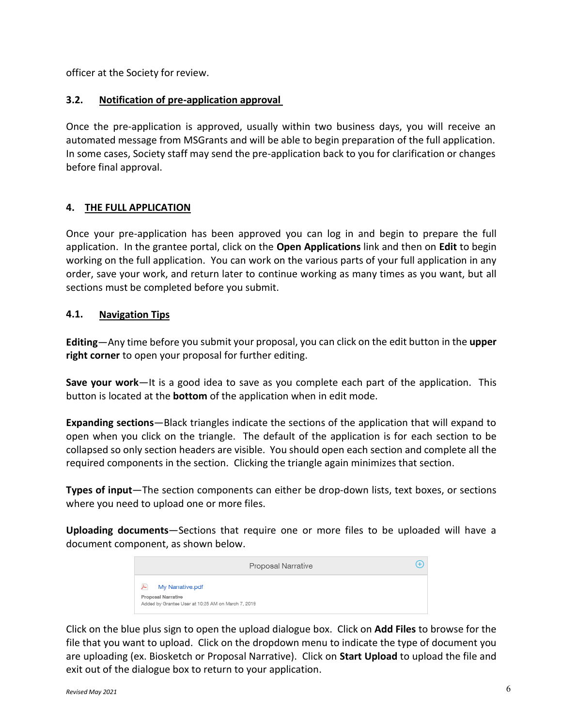officer at the Society for review.

### 3.2. <u>Notification of pre-application approval</u>

Once the pre-application is approved, usually within two business days, you will receive an automated message from MSGrants and will be able to begin preparation of the full application. In some cases, Society staff may send the pre-application back to you for clarification or changes before final approval.

## 4. <u>THE FULL APPLICATION</u>

Once your pre-application has been approved you can log in and begin to prepare the full application. In the grantee portal, click on the **Open Applications** link and then on **Edit** to begin working on the full application. You can work on the various parts of your full application in any order, save your work, and return later to continue working as many times as you want, but all sections must be completed before you submit.

### 4.1. <u>Navigation Tips</u>

**Editing**—Any time before you submit your proposal, you can click on the edit button in the **upper right corner** to open your proposal for further editing.

**Save your work**—It is a good idea to save as you complete each part of the application. This button is located at the **bottom** of the application when in edit mode.

**Expanding sections**—Black triangles indicate the sections of the application that will expand to open when you click on the triangle. The default of the application is for each section to be collapsed so only section headers are visible. You should open each section and complete all the required components in the section. Clicking the triangle again minimizes that section.

**Types of input**—The section components can either be drop-down lists, text boxes, or sections where you need to upload one or more files.

**Uploading documents**—Sections that require one or more files to be uploaded will have a document component, as shown below.

Proposal Narrative

My Narrative.pdf
Proposal Narrative
Added by Grantee User at 10:25 AM on March 7, 2019

Click on the blue plus sign to open the upload dialogue box. Click on **Add Files** to browse for the file that you want to upload. Click on the dropdown menu to indicate the type of document you are uploading (ex. Biosketch or Proposal Narrative). Click on **Start Upload** to upload the file and exit out of the dialogue box to return to your application.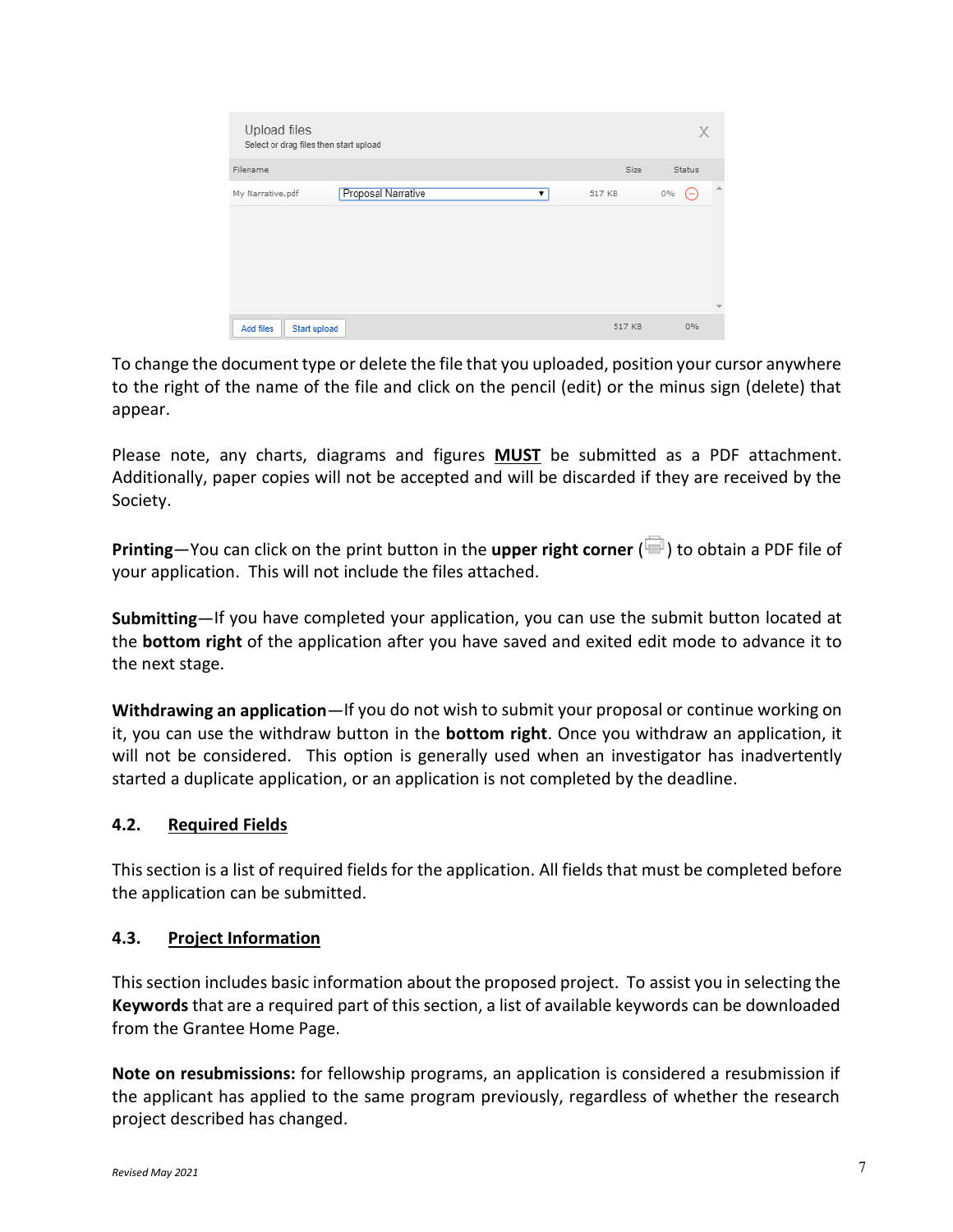To change the document type or delete the file that you uploaded, position your cursor anywhere to the right of the name of the file and click on the pencil (edit) or the minus sign (delete) that appear.

Please note, any charts, diagrams and figures **MUST** be submitted as a PDF attachment. Additionally, paper copies will not be accepted and will be discarded if they are received by the Society.

**Printing**—You can click on the print button in the **upper right corner** ( ) to obtain a PDF file of your application. This will not include the files attached.

**Submitting**—If you have completed your application, you can use the submit button located at the **bottom right** of the application after you have saved and exited edit mode to advance it to the next stage.

**Withdrawing an application**—If you do not wish to submit your proposal or continue working on it, you can use the withdraw button in the **bottom right**. Once you withdraw an application, it will not be considered. This option is generally used when an investigator has inadvertently started a duplicate application, or an application is not completed by the deadline.

### 4.2. Required Fields

This section is a list of required fields for the application. All fields that must be completed before the application can be submitted.

### 4.3. Project Information

This section includes basic information about the proposed project. To assist you in selecting the **Keywords** that are a required part of this section, a list of available keywords can be downloaded from the Grantee Home Page.

**Note on resubmissions:** for fellowship programs, an application is considered a resubmission if the applicant has applied to the same program previously, regardless of whether the research project described has changed.

*Revised May 2021*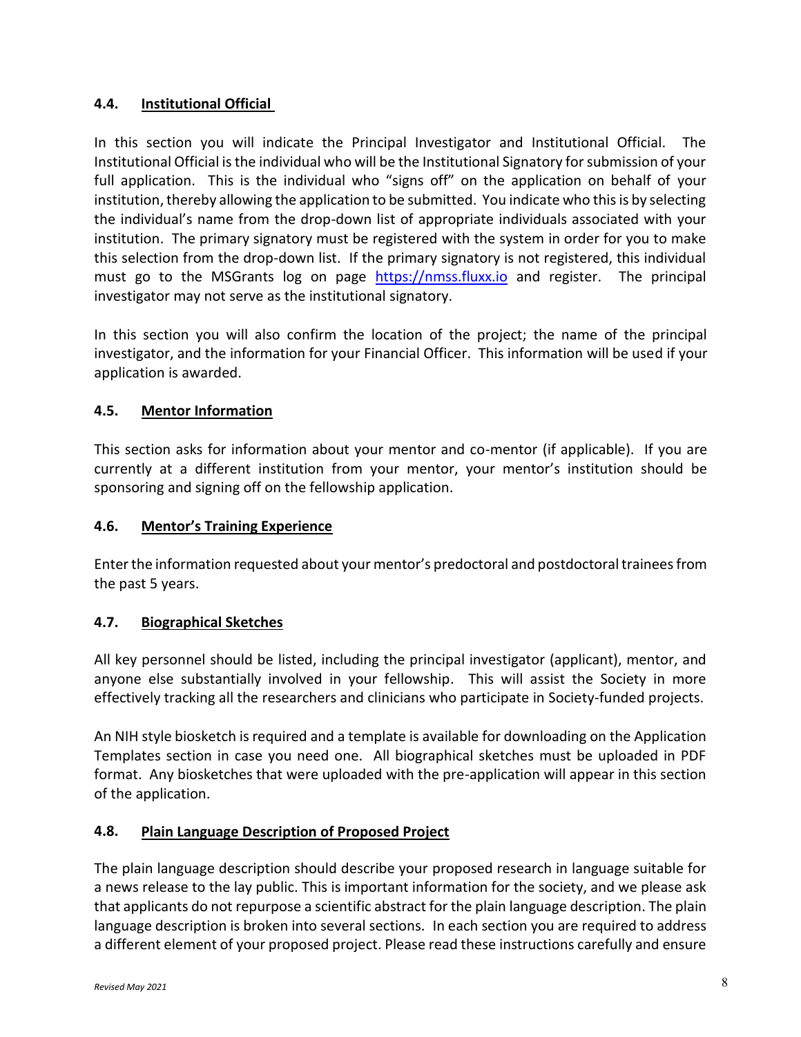### 4.4. Institutional Official

In this section you will indicate the Principal Investigator and Institutional Official. The Institutional Official is the individual who will be the Institutional Signatory for submission of your full application. This is the individual who "signs off" on the application on behalf of your institution, thereby allowing the application to be submitted. You indicate who this is by selecting the individual's name from the drop-down list of appropriate individuals associated with your institution. The primary signatory must be registered with the system in order for you to make this selection from the drop-down list. If the primary signatory is not registered, this individual must go to the MSGrants log on page [https://nmss.fluxx.io](https://nmss.fluxx.io) and register. The principal investigator may not serve as the institutional signatory.

In this section you will also confirm the location of the project; the name of the principal investigator, and the information for your Financial Officer. This information will be used if your application is awarded.

### 4.5. Mentor Information

This section asks for information about your mentor and co-mentor (if applicable). If you are currently at a different institution from your mentor, your mentor's institution should be sponsoring and signing off on the fellowship application.

### 4.6. Mentor's Training Experience

Enter the information requested about your mentor's predoctoral and postdoctoral trainees from the past 5 years.

### 4.7. Biographical Sketches

All key personnel should be listed, including the principal investigator (applicant), mentor, and anyone else substantially involved in your fellowship. This will assist the Society in more effectively tracking all the researchers and clinicians who participate in Society-funded projects.

An NIH style biosketch is required and a template is available for downloading on the Application Templates section in case you need one. All biographical sketches must be uploaded in PDF format. Any biosketches that were uploaded with the pre-application will appear in this section of the application.

### 4.8. Plain Language Description of Proposed Project

The plain language description should describe your proposed research in language suitable for a news release to the lay public. This is important information for the society, and we please ask that applicants do not repurpose a scientific abstract for the plain language description. The plain language description is broken into several sections. In each section you are required to address a different element of your proposed project. Please read these instructions carefully and ensure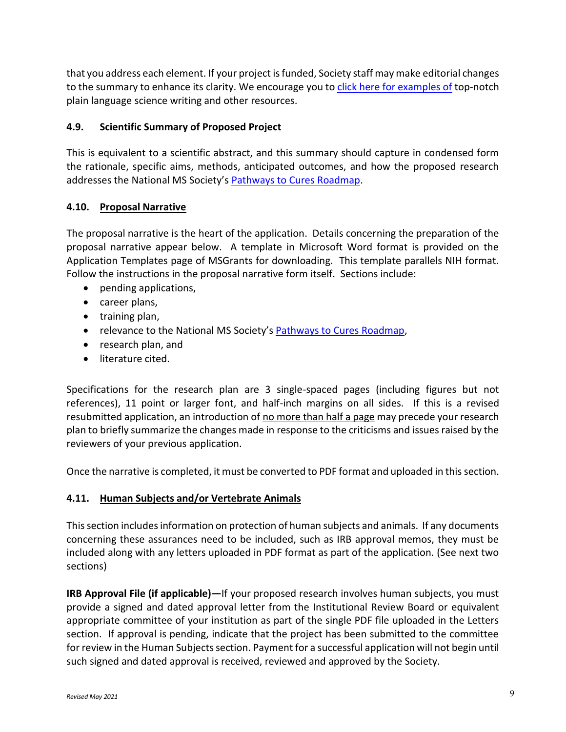that you address each element. If your project is funded, Society staff may make editorial changes to the summary to enhance its clarity. We encourage you to click here for examples of top-notch plain language science writing and other resources.

### 4.9. Scientific Summary of Proposed Project

This is equivalent to a scientific abstract, and this summary should capture in condensed form the rationale, specific aims, methods, anticipated outcomes, and how the proposed research addresses the National MS Society's Pathways to Cures Roadmap.

### 4.10. Proposal Narrative

The proposal narrative is the heart of the application. Details concerning the preparation of the proposal narrative appear below. A template in Microsoft Word format is provided on the Application Templates page of MSGrants for downloading. This template parallels NIH format. Follow the instructions in the proposal narrative form itself. Sections include:

- pending applications,
- career plans,
- training plan,
- relevance to the National MS Society's Pathways to Cures Roadmap,
- research plan, and
- literature cited.

Specifications for the research plan are 3 single-spaced pages (including figures but not references), 11 point or larger font, and half-inch margins on all sides. If this is a revised resubmitted application, an introduction of no more than half a page may precede your research plan to briefly summarize the changes made in response to the criticisms and issues raised by the reviewers of your previous application.

Once the narrative is completed, it must be converted to PDF format and uploaded in this section.

### 4.11. Human Subjects and/or Vertebrate Animals

This section includes information on protection of human subjects and animals. If any documents concerning these assurances need to be included, such as IRB approval memos, they must be included along with any letters uploaded in PDF format as part of the application. (See next two sections)

**IRB Approval File (if applicable)—**If your proposed research involves human subjects, you must provide a signed and dated approval letter from the Institutional Review Board or equivalent appropriate committee of your institution as part of the single PDF file uploaded in the Letters section. If approval is pending, indicate that the project has been submitted to the committee for review in the Human Subjects section. Payment for a successful application will not begin until such signed and dated approval is received, reviewed and approved by the Society.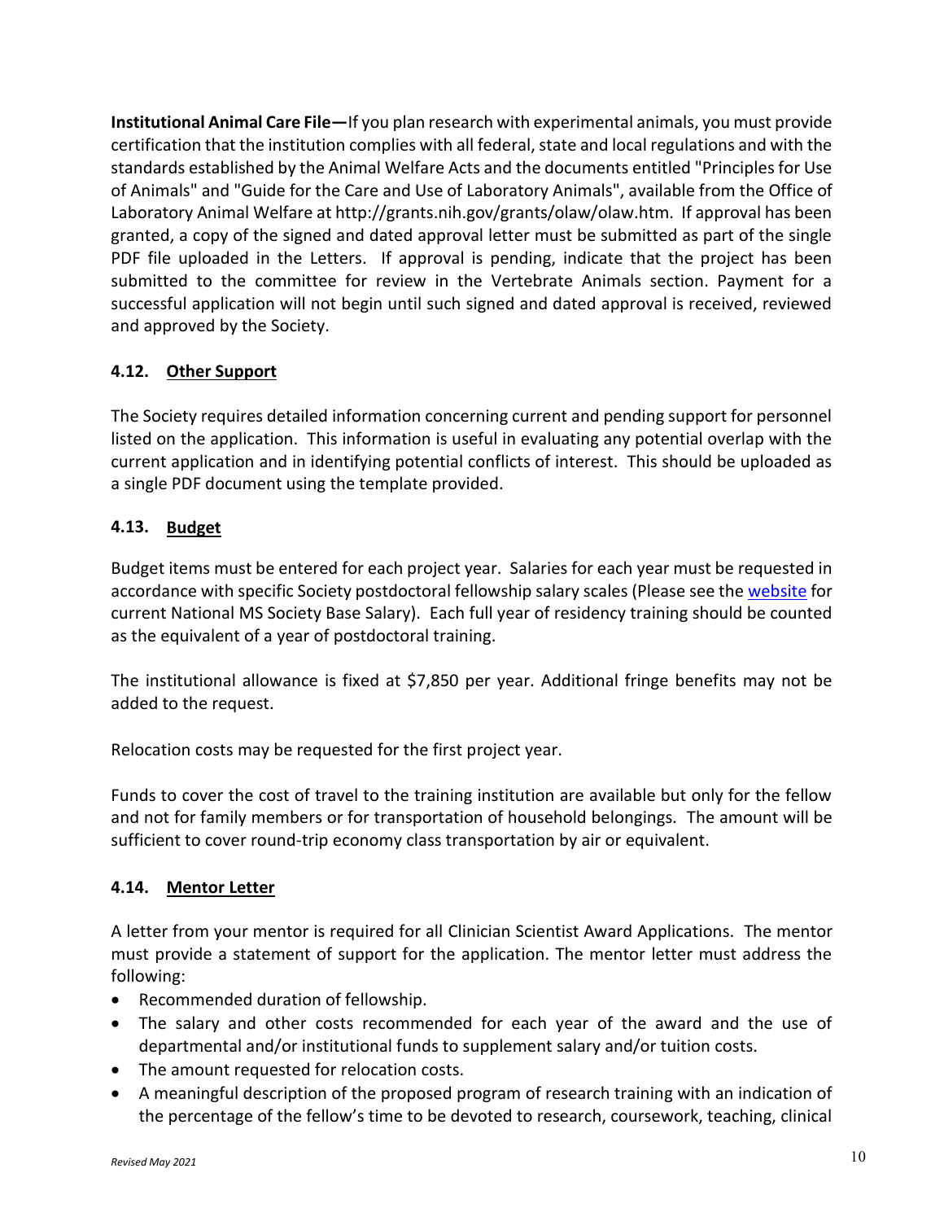**Institutional Animal Care File—**If you plan research with experimental animals, you must provide certification that the institution complies with all federal, state and local regulations and with the standards established by the Animal Welfare Acts and the documents entitled "Principles for Use of Animals" and "Guide for the Care and Use of Laboratory Animals", available from the Office of Laboratory Animal Welfare at http://grants.nih.gov/grants/olaw/olaw.htm. If approval has been granted, a copy of the signed and dated approval letter must be submitted as part of the single PDF file uploaded in the Letters. If approval is pending, indicate that the project has been submitted to the committee for review in the Vertebrate Animals section. Payment for a successful application will not begin until such signed and dated approval is received, reviewed and approved by the Society.

### 4.12. Other Support

The Society requires detailed information concerning current and pending support for personnel listed on the application. This information is useful in evaluating any potential overlap with the current application and in identifying potential conflicts of interest. This should be uploaded as a single PDF document using the template provided.

### 4.13. Budget

Budget items must be entered for each project year. Salaries for each year must be requested in accordance with specific Society postdoctoral fellowship salary scales (Please see the website for current National MS Society Base Salary). Each full year of residency training should be counted as the equivalent of a year of postdoctoral training.

The institutional allowance is fixed at $7,850 per year. Additional fringe benefits may not be added to the request.

Relocation costs may be requested for the first project year.

Funds to cover the cost of travel to the training institution are available but only for the fellow and not for family members or for transportation of household belongings. The amount will be sufficient to cover round-trip economy class transportation by air or equivalent.

### 4.14. Mentor Letter

A letter from your mentor is required for all Clinician Scientist Award Applications. The mentor must provide a statement of support for the application. The mentor letter must address the following:

- Recommended duration of fellowship.
- The salary and other costs recommended for each year of the award and the use of departmental and/or institutional funds to supplement salary and/or tuition costs.
- The amount requested for relocation costs.
- A meaningful description of the proposed program of research training with an indication of the percentage of the fellow's time to be devoted to research, coursework, teaching, clinical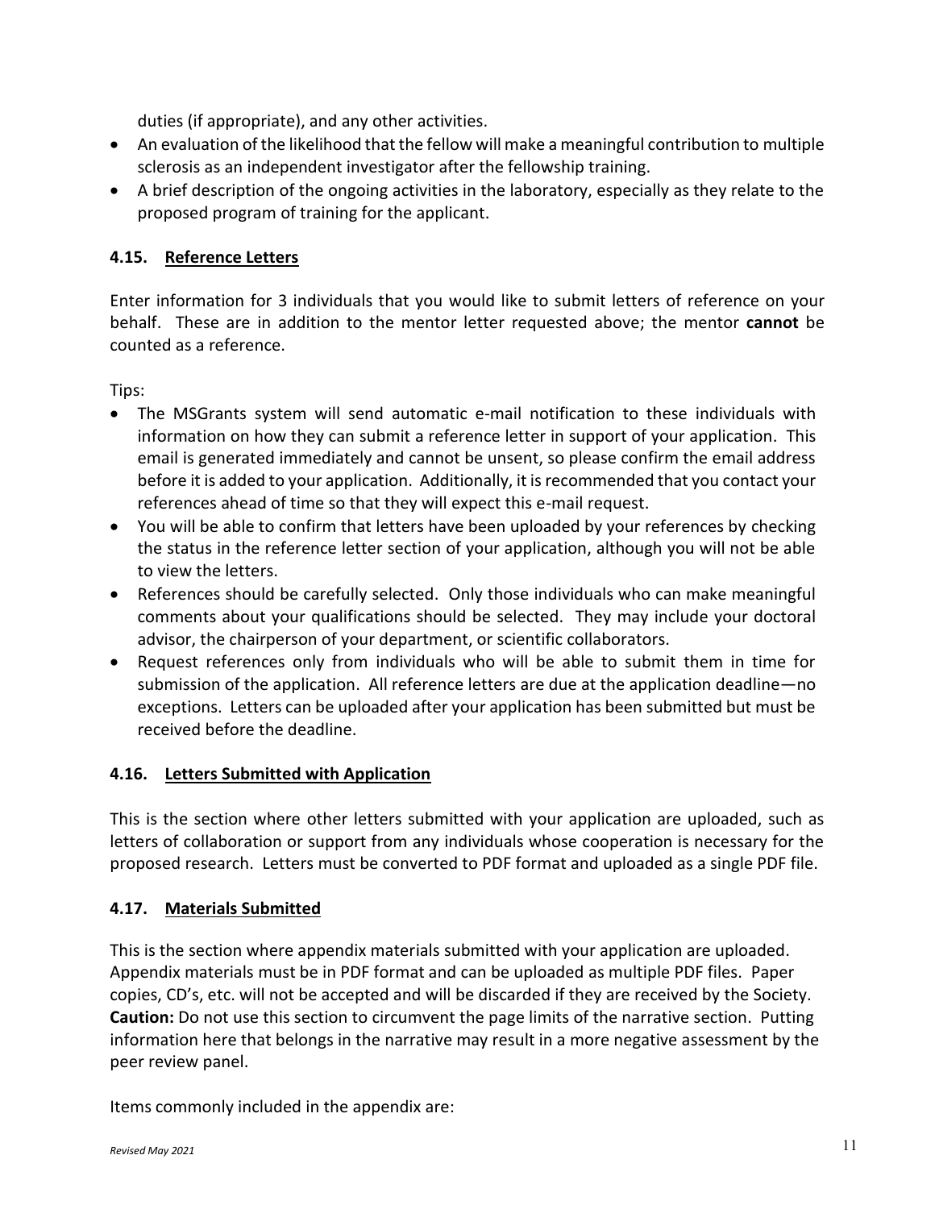duties (if appropriate), and any other activities.

- An evaluation of the likelihood that the fellow will make a meaningful contribution to multiple sclerosis as an independent investigator after the fellowship training.
- A brief description of the ongoing activities in the laboratory, especially as they relate to the proposed program of training for the applicant.

### 4.15. Reference Letters

Enter information for 3 individuals that you would like to submit letters of reference on your behalf. These are in addition to the mentor letter requested above; the mentor **cannot** be counted as a reference.

Tips:

- The MSGrants system will send automatic e-mail notification to these individuals with information on how they can submit a reference letter in support of your application. This email is generated immediately and cannot be unsent, so please confirm the email address before it is added to your application. Additionally, it is recommended that you contact your references ahead of time so that they will expect this e-mail request.
- You will be able to confirm that letters have been uploaded by your references by checking the status in the reference letter section of your application, although you will not be able to view the letters.
- References should be carefully selected. Only those individuals who can make meaningful comments about your qualifications should be selected. They may include your doctoral advisor, the chairperson of your department, or scientific collaborators.
- Request references only from individuals who will be able to submit them in time for submission of the application. All reference letters are due at the application deadline—no exceptions. Letters can be uploaded after your application has been submitted but must be received before the deadline.

### 4.16. Letters Submitted with Application

This is the section where other letters submitted with your application are uploaded, such as letters of collaboration or support from any individuals whose cooperation is necessary for the proposed research. Letters must be converted to PDF format and uploaded as a single PDF file.

### 4.17. Materials Submitted

This is the section where appendix materials submitted with your application are uploaded. Appendix materials must be in PDF format and can be uploaded as multiple PDF files. Paper copies, CD's, etc. will not be accepted and will be discarded if they are received by the Society. **Caution:** Do not use this section to circumvent the page limits of the narrative section. Putting information here that belongs in the narrative may result in a more negative assessment by the peer review panel.

Items commonly included in the appendix are: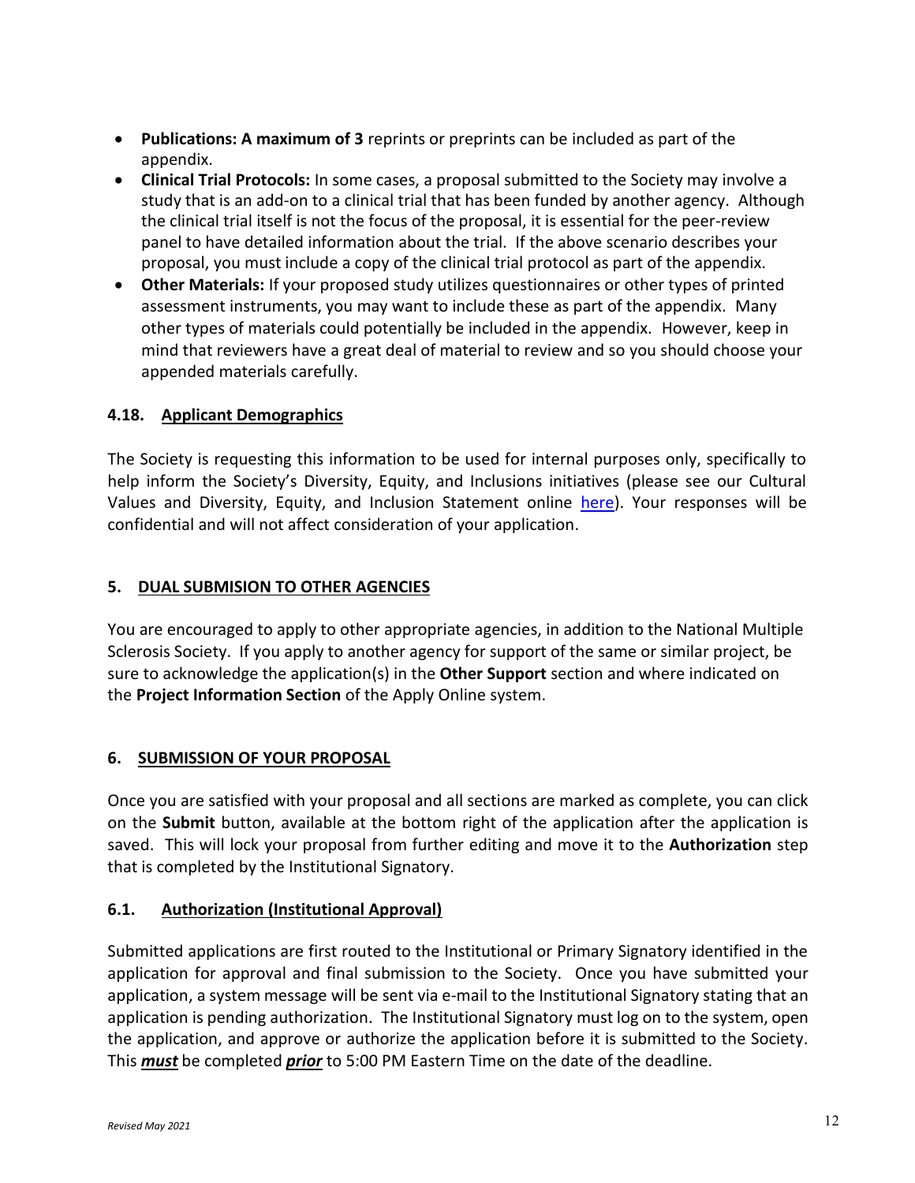- **Publications: A maximum of 3** reprints or preprints can be included as part of the appendix.
- **Clinical Trial Protocols:** In some cases, a proposal submitted to the Society may involve a study that is an add-on to a clinical trial that has been funded by another agency. Although the clinical trial itself is not the focus of the proposal, it is essential for the peer-review panel to have detailed information about the trial. If the above scenario describes your proposal, you must include a copy of the clinical trial protocol as part of the appendix.
- **Other Materials:** If your proposed study utilizes questionnaires or other types of printed assessment instruments, you may want to include these as part of the appendix. Many other types of materials could potentially be included in the appendix. However, keep in mind that reviewers have a great deal of material to review and so you should choose your appended materials carefully.

### 4.18. Applicant Demographics

The Society is requesting this information to be used for internal purposes only, specifically to help inform the Society's Diversity, Equity, and Inclusions initiatives (please see our Cultural Values and Diversity, Equity, and Inclusion Statement online here). Your responses will be confidential and will not affect consideration of your application.

## 5. DUAL SUBMISION TO OTHER AGENCIES

You are encouraged to apply to other appropriate agencies, in addition to the National Multiple Sclerosis Society. If you apply to another agency for support of the same or similar project, be sure to acknowledge the application(s) in the **Other Support** section and where indicated on the **Project Information Section** of the Apply Online system.

## 6. SUBMISSION OF YOUR PROPOSAL

Once you are satisfied with your proposal and all sections are marked as complete, you can click on the **Submit** button, available at the bottom right of the application after the application is saved. This will lock your proposal from further editing and move it to the **Authorization** step that is completed by the Institutional Signatory.

### 6.1. Authorization (Institutional Approval)

Submitted applications are first routed to the Institutional or Primary Signatory identified in the application for approval and final submission to the Society. Once you have submitted your application, a system message will be sent via e-mail to the Institutional Signatory stating that an application is pending authorization. The Institutional Signatory must log on to the system, open the application, and approve or authorize the application before it is submitted to the Society. This ***must*** be completed ***prior*** to 5:00 PM Eastern Time on the date of the deadline.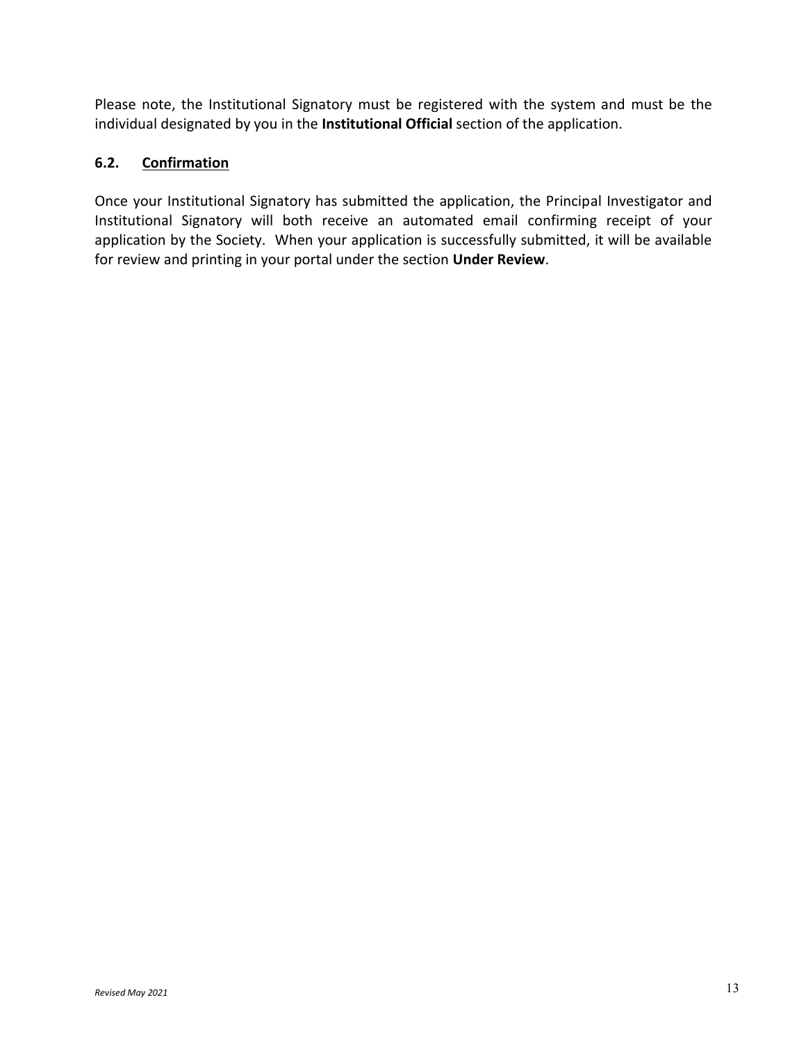Please note, the Institutional Signatory must be registered with the system and must be the individual designated by you in the **Institutional Official** section of the application.

### 6.2. Confirmation

Once your Institutional Signatory has submitted the application, the Principal Investigator and Institutional Signatory will both receive an automated email confirming receipt of your application by the Society. When your application is successfully submitted, it will be available for review and printing in your portal under the section **Under Review**.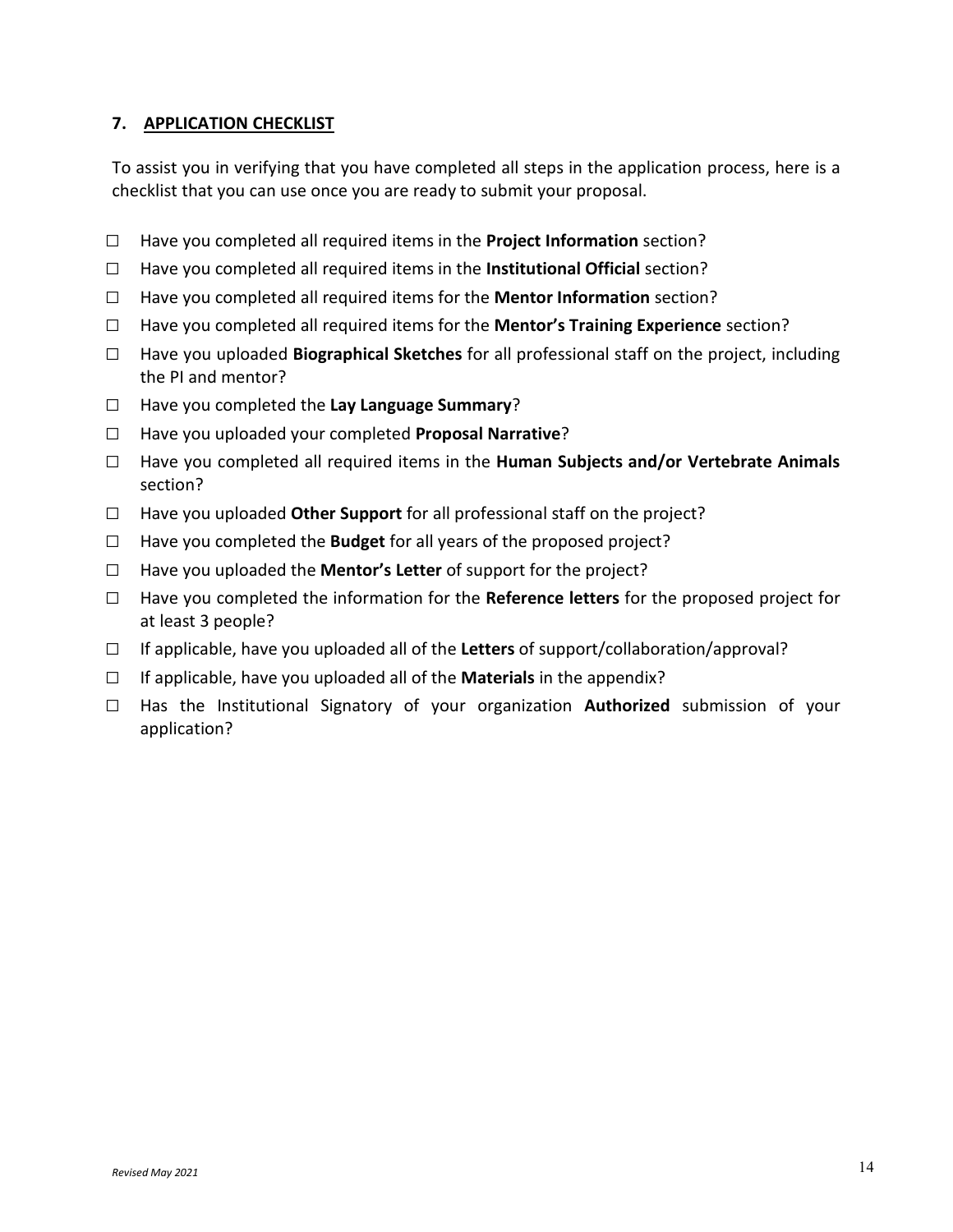## 7. APPLICATION CHECKLIST

To assist you in verifying that you have completed all steps in the application process, here is a checklist that you can use once you are ready to submit your proposal.

- ☐ Have you completed all required items in the **Project Information** section?
- ☐ Have you completed all required items in the **Institutional Official** section?
- ☐ Have you completed all required items for the **Mentor Information** section?
- ☐ Have you completed all required items for the **Mentor's Training Experience** section?
- ☐ Have you uploaded **Biographical Sketches** for all professional staff on the project, including the PI and mentor?
- ☐ Have you completed the **Lay Language Summary**?
- ☐ Have you uploaded your completed **Proposal Narrative**?
- ☐ Have you completed all required items in the **Human Subjects and/or Vertebrate Animals** section?
- ☐ Have you uploaded **Other Support** for all professional staff on the project?
- ☐ Have you completed the **Budget** for all years of the proposed project?
- ☐ Have you uploaded the **Mentor's Letter** of support for the project?
- ☐ Have you completed the information for the **Reference letters** for the proposed project for at least 3 people?
- ☐ If applicable, have you uploaded all of the **Letters** of support/collaboration/approval?
- ☐ If applicable, have you uploaded all of the **Materials** in the appendix?
- ☐ Has the Institutional Signatory of your organization **Authorized** submission of your application?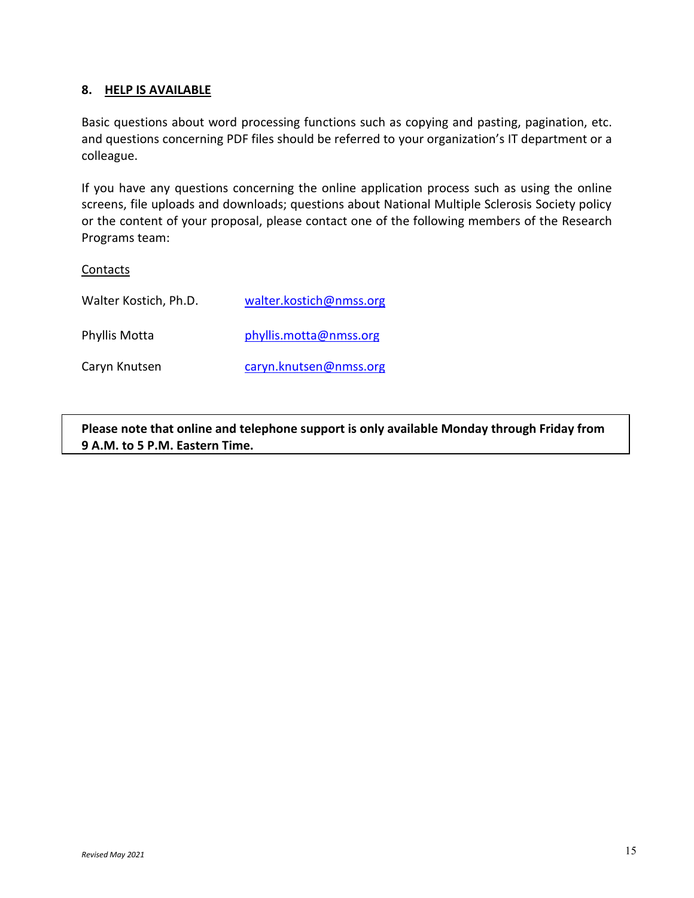## 8. HELP IS AVAILABLE

Basic questions about word processing functions such as copying and pasting, pagination, etc. and questions concerning PDF files should be referred to your organization's IT department or a colleague.

If you have any questions concerning the online application process such as using the online screens, file uploads and downloads; questions about National Multiple Sclerosis Society policy or the content of your proposal, please contact one of the following members of the Research Programs team:

Contacts

| | |
|---|---|
| Walter Kostich, Ph.D. | walter.kostich@nmss.org |
| Phyllis Motta | phyllis.motta@nmss.org |
| Caryn Knutsen | caryn.knutsen@nmss.org |

**Please note that online and telephone support is only available Monday through Friday from 9 A.M. to 5 P.M. Eastern Time.**

*Revised May 2021*